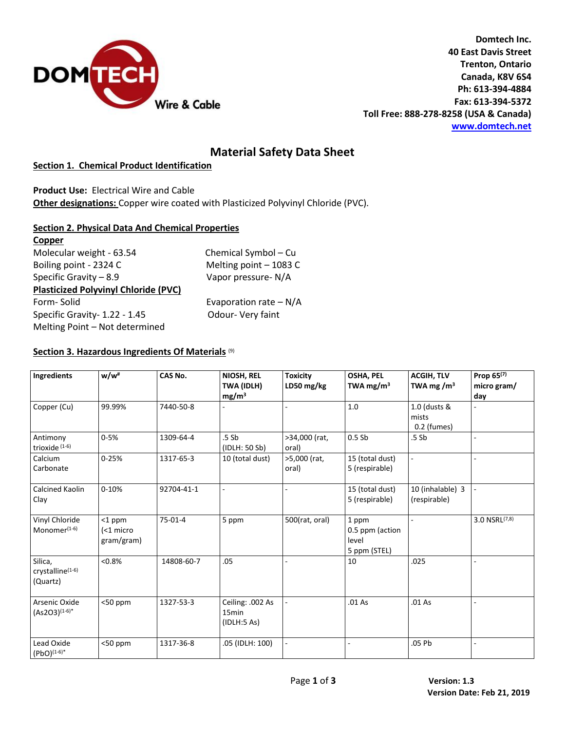**Domtech Inc.**
**40 East Davis Street**
**Trenton, Ontario**
**Canada, K8V 6S4**
**Ph: 613-394-4884**
**Fax: 613-394-5372**
**Toll Free: 888-278-8258 (USA & Canada)**
**www.domtech.net**

# Material Safety Data Sheet

## Section 1. Chemical Product Identification

**Product Use:** Electrical Wire and Cable
**Other designations:** Copper wire coated with Plasticized Polyvinyl Chloride (PVC).

## Section 2. Physical Data And Chemical Properties

**Copper**

Molecular weight - 63.54
Chemical Symbol – Cu
Boiling point - 2324 C
Melting point – 1083 C
Specific Gravity – 8.9
Vapor pressure- N/A

**Plasticized Polyvinyl Chloride (PVC)**

Form- Solid
Evaporation rate – N/A
Specific Gravity- 1.22 - 1.45
Odour- Very faint
Melting Point – Not determined

## Section 3. Hazardous Ingredients Of Materials [9]

| Ingredients | w/w# | CAS No. | NIOSH, REL TWA (IDLH) mg/m³ | Toxicity LD50 mg/kg | OSHA, PEL TWA mg/m³ | ACGIH, TLV TWA mg /m³ | Prop 65[7] micro gram/ day |
|---|---|---|---|---|---|---|---|
| Copper (Cu) | 99.99% | 7440-50-8 | - | - | 1.0 | 1.0 (dusts & mists 0.2 (fumes) | - |
| Antimony trioxide [1-6] | 0-5% | 1309-64-4 | .5 Sb (IDLH: 50 Sb) | >34,000 (rat, oral) | 0.5 Sb | .5 Sb | - |
| Calcium Carbonate | 0-25% | 1317-65-3 | 10 (total dust) | >5,000 (rat, oral) | 15 (total dust) 5 (respirable) | - | - |
| Calcined Kaolin Clay | 0-10% | 92704-41-1 | - | - | 15 (total dust) 5 (respirable) | 10 (inhalable) 3 (respirable) | - |
| Vinyl Chloride Monomer[1-6] | <1 ppm (<1 micro gram/gram) | 75-01-4 | 5 ppm | 500(rat, oral) | 1 ppm 0.5 ppm (action level 5 ppm (STEL) | - | 3.0 NSRL[7,8] |
| Silica, crystalline[1-6] (Quartz) | <0.8% | 14808-60-7 | .05 | - | 10 | .025 | - |
| Arsenic Oxide ($As_2O_3$)[1-6]* | <50 ppm | 1327-53-3 | Ceiling: .002 As 15min (IDLH:5 As) | - | .01 As | .01 As | - |
| Lead Oxide (PbO)[1-6]* | <50 ppm | 1317-36-8 | .05 (IDLH: 100) | - | - | .05 Pb | - |

**Version: 1.3**
**Version Date: Feb 21, 2019**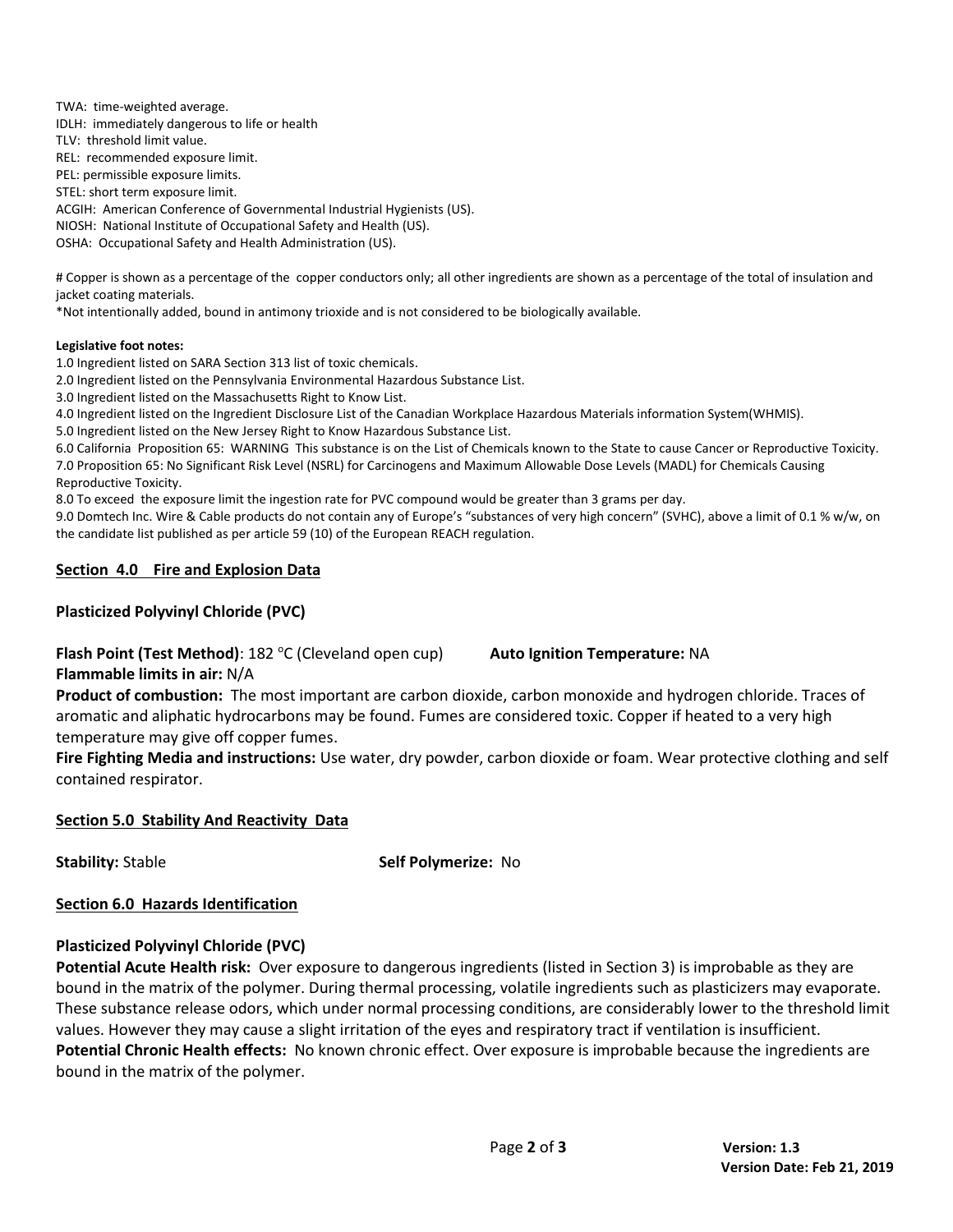TWA: time-weighted average.
IDLH: immediately dangerous to life or health
TLV: threshold limit value.
REL: recommended exposure limit.
PEL: permissible exposure limits.
STEL: short term exposure limit.
ACGIH: American Conference of Governmental Industrial Hygienists (US).
NIOSH: National Institute of Occupational Safety and Health (US).
OSHA: Occupational Safety and Health Administration (US).

# Copper is shown as a percentage of the copper conductors only; all other ingredients are shown as a percentage of the total of insulation and jacket coating materials.
*Not intentionally added, bound in antimony trioxide and is not considered to be biologically available.

**Legislative foot notes:**

1.0 Ingredient listed on SARA Section 313 list of toxic chemicals.
2.0 Ingredient listed on the Pennsylvania Environmental Hazardous Substance List.
3.0 Ingredient listed on the Massachusetts Right to Know List.
4.0 Ingredient listed on the Ingredient Disclosure List of the Canadian Workplace Hazardous Materials information System(WHMIS).
5.0 Ingredient listed on the New Jersey Right to Know Hazardous Substance List.
6.0 California Proposition 65: WARNING This substance is on the List of Chemicals known to the State to cause Cancer or Reproductive Toxicity.
7.0 Proposition 65: No Significant Risk Level (NSRL) for Carcinogens and Maximum Allowable Dose Levels (MADL) for Chemicals Causing Reproductive Toxicity.
8.0 To exceed the exposure limit the ingestion rate for PVC compound would be greater than 3 grams per day.
9.0 Domtech Inc. Wire & Cable products do not contain any of Europe's "substances of very high concern" (SVHC), above a limit of 0.1 % w/w, on the candidate list published as per article 59 (10) of the European REACH regulation.

## Section 4.0 Fire and Explosion Data

### Plasticized Polyvinyl Chloride (PVC)

**Flash Point (Test Method)**: 182 °C (Cleveland open cup) **Auto Ignition Temperature:** NA

**Flammable limits in air:** N/A

**Product of combustion:** The most important are carbon dioxide, carbon monoxide and hydrogen chloride. Traces of aromatic and aliphatic hydrocarbons may be found. Fumes are considered toxic. Copper if heated to a very high temperature may give off copper fumes.

**Fire Fighting Media and instructions:** Use water, dry powder, carbon dioxide or foam. Wear protective clothing and self contained respirator.

## Section 5.0 Stability And Reactivity Data

**Stability:** Stable **Self Polymerize:** No

## Section 6.0 Hazards Identification

### Plasticized Polyvinyl Chloride (PVC)

**Potential Acute Health risk:** Over exposure to dangerous ingredients (listed in Section 3) is improbable as they are bound in the matrix of the polymer. During thermal processing, volatile ingredients such as plasticizers may evaporate. These substance release odors, which under normal processing conditions, are considerably lower to the threshold limit values. However they may cause a slight irritation of the eyes and respiratory tract if ventilation is insufficient.

**Potential Chronic Health effects:** No known chronic effect. Over exposure is improbable because the ingredients are bound in the matrix of the polymer.

Version: 1.3
Version Date: Feb 21, 2019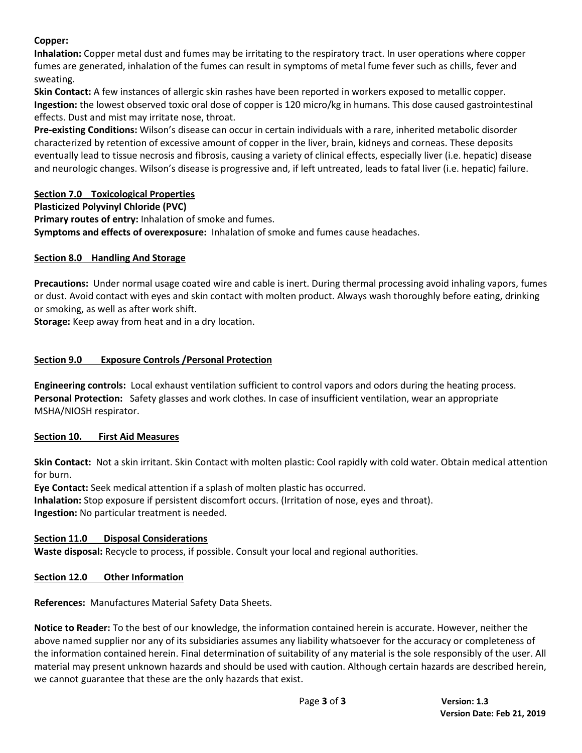**Copper:**

**Inhalation:** Copper metal dust and fumes may be irritating to the respiratory tract. In user operations where copper fumes are generated, inhalation of the fumes can result in symptoms of metal fume fever such as chills, fever and sweating.

**Skin Contact:** A few instances of allergic skin rashes have been reported in workers exposed to metallic copper.

**Ingestion:** the lowest observed toxic oral dose of copper is 120 micro/kg in humans. This dose caused gastrointestinal effects. Dust and mist may irritate nose, throat.

**Pre-existing Conditions:** Wilson's disease can occur in certain individuals with a rare, inherited metabolic disorder characterized by retention of excessive amount of copper in the liver, brain, kidneys and corneas. These deposits eventually lead to tissue necrosis and fibrosis, causing a variety of clinical effects, especially liver (i.e. hepatic) disease and neurologic changes. Wilson's disease is progressive and, if left untreated, leads to fatal liver (i.e. hepatic) failure.

## Section 7.0 Toxicological Properties

**Plasticized Polyvinyl Chloride (PVC)**

**Primary routes of entry:** Inhalation of smoke and fumes.

**Symptoms and effects of overexposure:** Inhalation of smoke and fumes cause headaches.

## Section 8.0 Handling And Storage

**Precautions:** Under normal usage coated wire and cable is inert. During thermal processing avoid inhaling vapors, fumes or dust. Avoid contact with eyes and skin contact with molten product. Always wash thoroughly before eating, drinking or smoking, as well as after work shift.

**Storage:** Keep away from heat and in a dry location.

## Section 9.0 Exposure Controls /Personal Protection

**Engineering controls:** Local exhaust ventilation sufficient to control vapors and odors during the heating process.

**Personal Protection:** Safety glasses and work clothes. In case of insufficient ventilation, wear an appropriate MSHA/NIOSH respirator.

## Section 10. First Aid Measures

**Skin Contact:** Not a skin irritant. Skin Contact with molten plastic: Cool rapidly with cold water. Obtain medical attention for burn.

**Eye Contact:** Seek medical attention if a splash of molten plastic has occurred.

**Inhalation:** Stop exposure if persistent discomfort occurs. (Irritation of nose, eyes and throat).

**Ingestion:** No particular treatment is needed.

## Section 11.0 Disposal Considerations

**Waste disposal:** Recycle to process, if possible. Consult your local and regional authorities.

## Section 12.0 Other Information

**References:** Manufactures Material Safety Data Sheets.

**Notice to Reader:** To the best of our knowledge, the information contained herein is accurate. However, neither the above named supplier nor any of its subsidiaries assumes any liability whatsoever for the accuracy or completeness of the information contained herein. Final determination of suitability of any material is the sole responsibly of the user. All material may present unknown hazards and should be used with caution. Although certain hazards are described herein, we cannot guarantee that these are the only hazards that exist.

**Version: 1.3**
**Version Date: Feb 21, 2019**